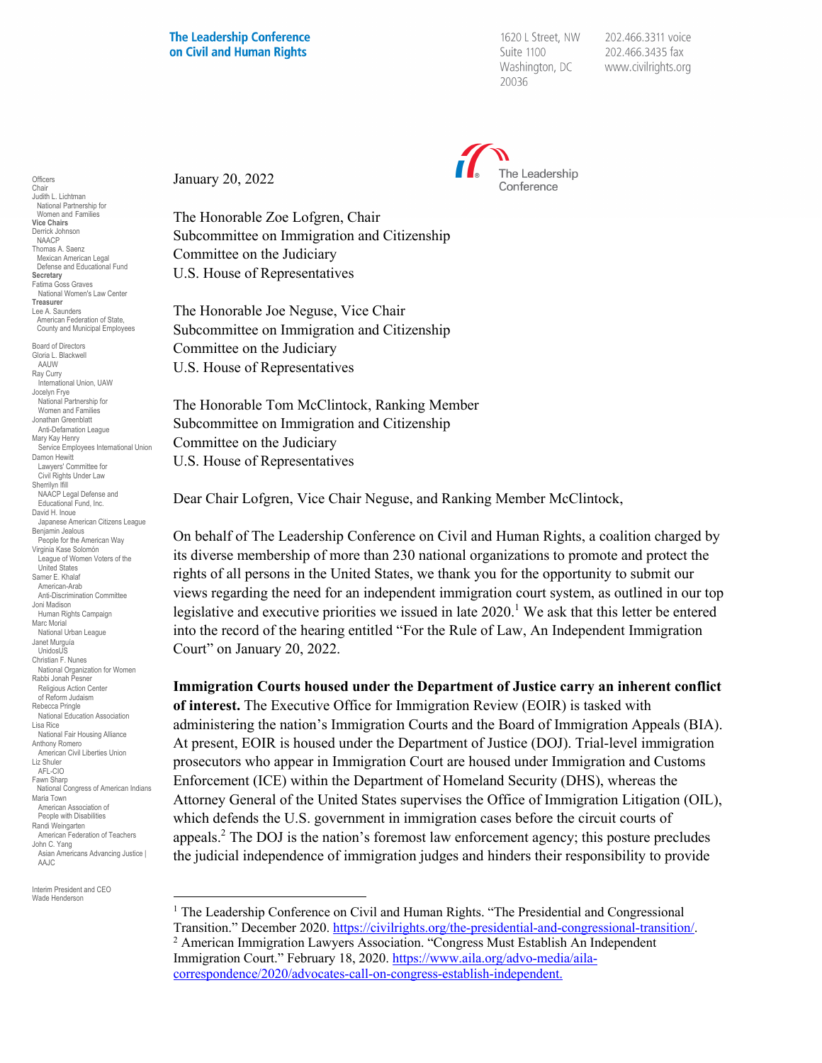The Leadership Conference on Civil and Human Rights

1620 L Street, NW
Suite 1100
Washington, DC
20036

202.466.3311 voice
202.466.3435 fax
www.civilrights.org

Officers
Chair
Judith L. Lichtman
National Partnership for Women and Families
**Vice Chairs**
Derrick Johnson
NAACP
Thomas A. Saenz
Mexican American Legal Defense and Educational Fund
**Secretary**
Fatima Goss Graves
National Women's Law Center
**Treasurer**
Lee A. Saunders
American Federation of State, County and Municipal Employees

Board of Directors
Gloria L. Blackwell
AAUW
Ray Curry
International Union, UAW
Jocelyn Frye
National Partnership for Women and Families
Jonathan Greenblatt
Anti-Defamation League
Mary Kay Henry
Service Employees International Union
Damon Hewitt
Lawyers' Committee for Civil Rights Under Law
Sherrilyn Ifill
NAACP Legal Defense and Educational Fund, Inc.
David H. Inoue
Japanese American Citizens League
Benjamin Jealous
People for the American Way
Virginia Kase Solomón
League of Women Voters of the United States
Samer E. Khalaf
American-Arab Anti-Discrimination Committee
Joni Madison
Human Rights Campaign
Marc Morial
National Urban League
Janet Murguía
UnidosUS
Christian F. Nunes
National Organization for Women
Rabbi Jonah Pesner
Religious Action Center of Reform Judaism
Rebecca Pringle
National Education Association
Lisa Rice
National Fair Housing Alliance
Anthony Romero
American Civil Liberties Union
Liz Shuler
AFL-CIO
Fawn Sharp
National Congress of American Indians
Maria Town
American Association of People with Disabilities
Randi Weingarten
American Federation of Teachers
John C. Yang
Asian Americans Advancing Justice | AAJC

Interim President and CEO
Wade Henderson

January 20, 2022

The Honorable Zoe Lofgren, Chair
Subcommittee on Immigration and Citizenship
Committee on the Judiciary
U.S. House of Representatives

The Honorable Joe Neguse, Vice Chair
Subcommittee on Immigration and Citizenship
Committee on the Judiciary
U.S. House of Representatives

The Honorable Tom McClintock, Ranking Member
Subcommittee on Immigration and Citizenship
Committee on the Judiciary
U.S. House of Representatives

Dear Chair Lofgren, Vice Chair Neguse, and Ranking Member McClintock,

On behalf of The Leadership Conference on Civil and Human Rights, a coalition charged by its diverse membership of more than 230 national organizations to promote and protect the rights of all persons in the United States, we thank you for the opportunity to submit our views regarding the need for an independent immigration court system, as outlined in our top legislative and executive priorities we issued in late 2020.[1] We ask that this letter be entered into the record of the hearing entitled "For the Rule of Law, An Independent Immigration Court" on January 20, 2022.

**Immigration Courts housed under the Department of Justice carry an inherent conflict of interest.** The Executive Office for Immigration Review (EOIR) is tasked with administering the nation's Immigration Courts and the Board of Immigration Appeals (BIA). At present, EOIR is housed under the Department of Justice (DOJ). Trial-level immigration prosecutors who appear in Immigration Court are housed under Immigration and Customs Enforcement (ICE) within the Department of Homeland Security (DHS), whereas the Attorney General of the United States supervises the Office of Immigration Litigation (OIL), which defends the U.S. government in immigration cases before the circuit courts of appeals.[2] The DOJ is the nation's foremost law enforcement agency; this posture precludes the judicial independence of immigration judges and hinders their responsibility to provide

[1] The Leadership Conference on Civil and Human Rights. "The Presidential and Congressional Transition." December 2020. https://civilrights.org/the-presidential-and-congressional-transition/.

[2] American Immigration Lawyers Association. "Congress Must Establish An Independent Immigration Court." February 18, 2020. https://www.aila.org/advo-media/aila-correspondence/2020/advocates-call-on-congress-establish-independent.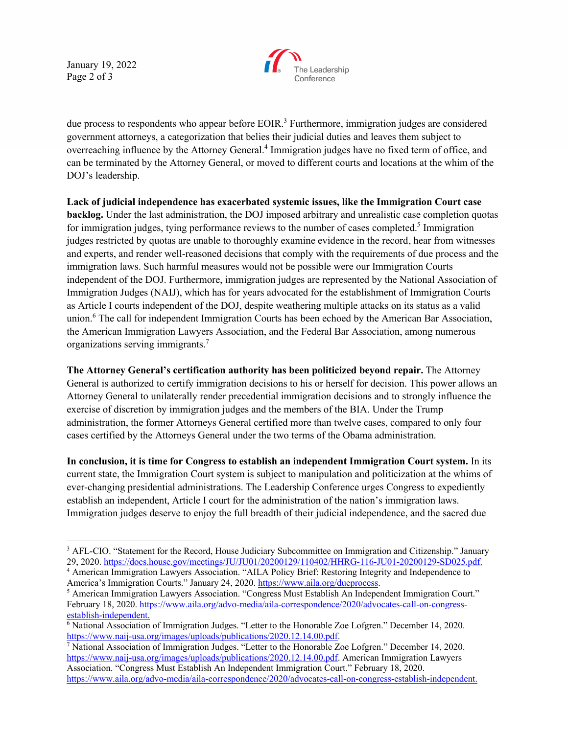due process to respondents who appear before EOIR.[3] Furthermore, immigration judges are considered government attorneys, a categorization that belies their judicial duties and leaves them subject to overreaching influence by the Attorney General.[4] Immigration judges have no fixed term of office, and can be terminated by the Attorney General, or moved to different courts and locations at the whim of the DOJ's leadership.

**Lack of judicial independence has exacerbated systemic issues, like the Immigration Court case backlog.** Under the last administration, the DOJ imposed arbitrary and unrealistic case completion quotas for immigration judges, tying performance reviews to the number of cases completed.[5] Immigration judges restricted by quotas are unable to thoroughly examine evidence in the record, hear from witnesses and experts, and render well-reasoned decisions that comply with the requirements of due process and the immigration laws. Such harmful measures would not be possible were our Immigration Courts independent of the DOJ. Furthermore, immigration judges are represented by the National Association of Immigration Judges (NAIJ), which has for years advocated for the establishment of Immigration Courts as Article I courts independent of the DOJ, despite weathering multiple attacks on its status as a valid union.[6] The call for independent Immigration Courts has been echoed by the American Bar Association, the American Immigration Lawyers Association, and the Federal Bar Association, among numerous organizations serving immigrants.[7]

**The Attorney General's certification authority has been politicized beyond repair.** The Attorney General is authorized to certify immigration decisions to his or herself for decision. This power allows an Attorney General to unilaterally render precedential immigration decisions and to strongly influence the exercise of discretion by immigration judges and the members of the BIA. Under the Trump administration, the former Attorneys General certified more than twelve cases, compared to only four cases certified by the Attorneys General under the two terms of the Obama administration.

**In conclusion, it is time for Congress to establish an independent Immigration Court system.** In its current state, the Immigration Court system is subject to manipulation and politicization at the whims of ever-changing presidential administrations. The Leadership Conference urges Congress to expediently establish an independent, Article I court for the administration of the nation's immigration laws. Immigration judges deserve to enjoy the full breadth of their judicial independence, and the sacred due

---

[3] AFL-CIO. "Statement for the Record, House Judiciary Subcommittee on Immigration and Citizenship." January 29, 2020. https://docs.house.gov/meetings/JU/JU01/20200129/110402/HHRG-116-JU01-20200129-SD025.pdf.

[4] American Immigration Lawyers Association. "AILA Policy Brief: Restoring Integrity and Independence to America's Immigration Courts." January 24, 2020. https://www.aila.org/dueprocess.

[5] American Immigration Lawyers Association. "Congress Must Establish An Independent Immigration Court." February 18, 2020. https://www.aila.org/advo-media/aila-correspondence/2020/advocates-call-on-congress-establish-independent.

[6] National Association of Immigration Judges. "Letter to the Honorable Zoe Lofgren." December 14, 2020. https://www.naij-usa.org/images/uploads/publications/2020.12.14.00.pdf.

[7] National Association of Immigration Judges. "Letter to the Honorable Zoe Lofgren." December 14, 2020. https://www.naij-usa.org/images/uploads/publications/2020.12.14.00.pdf. American Immigration Lawyers Association. "Congress Must Establish An Independent Immigration Court." February 18, 2020. https://www.aila.org/advo-media/aila-correspondence/2020/advocates-call-on-congress-establish-independent.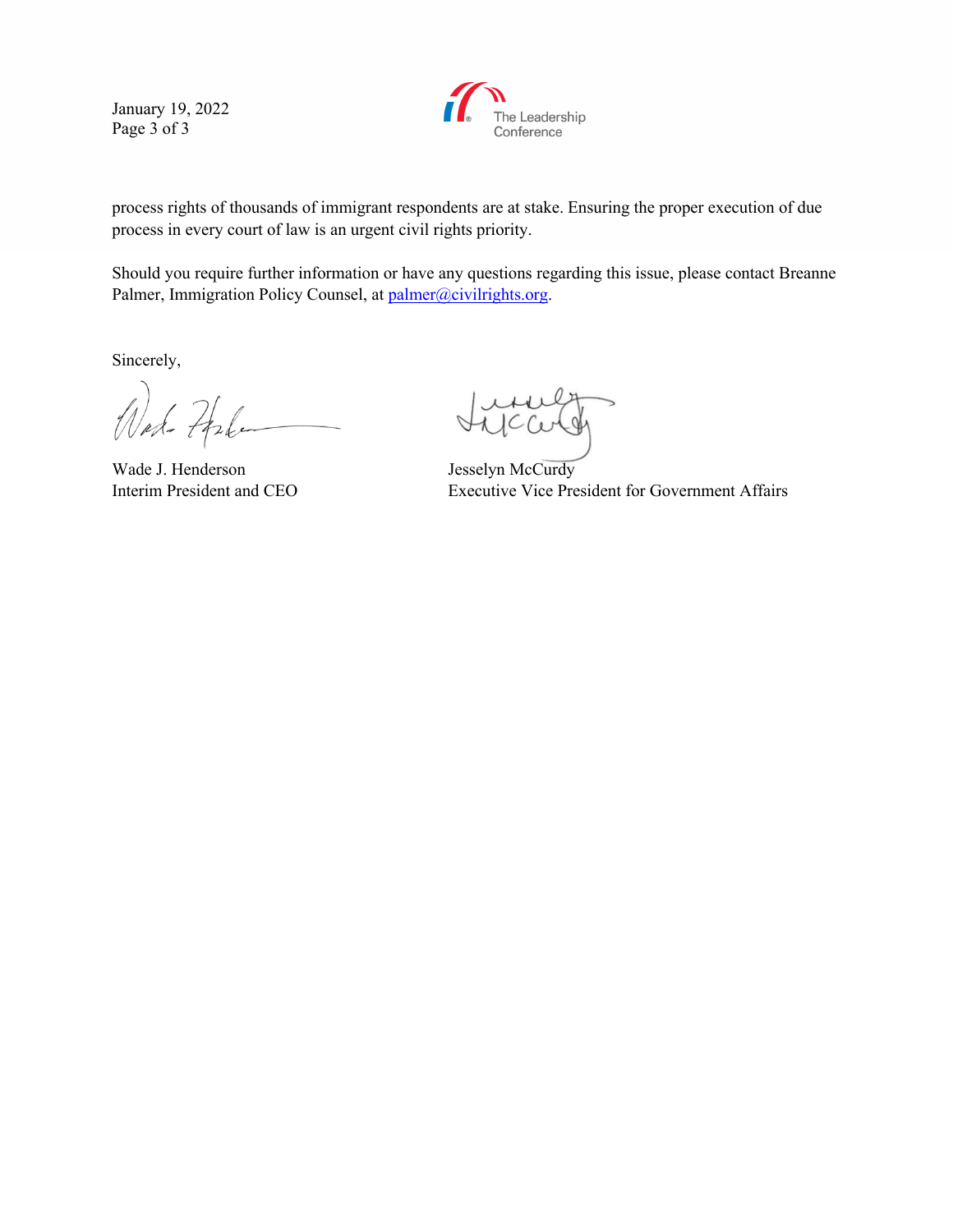process rights of thousands of immigrant respondents are at stake. Ensuring the proper execution of due process in every court of law is an urgent civil rights priority.

Should you require further information or have any questions regarding this issue, please contact Breanne Palmer, Immigration Policy Counsel, at palmer@civilrights.org.

Sincerely,

Wade J. Henderson
Interim President and CEO

Jesselyn McCurdy
Executive Vice President for Government Affairs